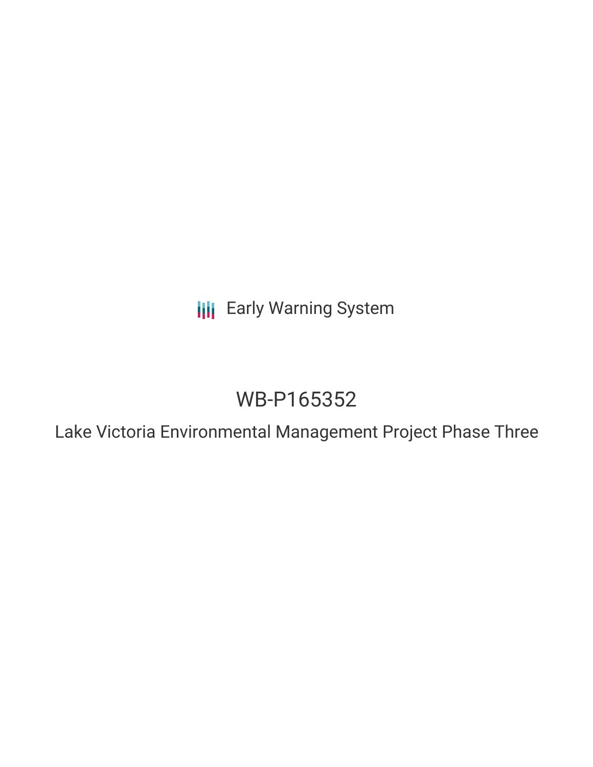Early Warning System

# WB-P165352

## Lake Victoria Environmental Management Project Phase Three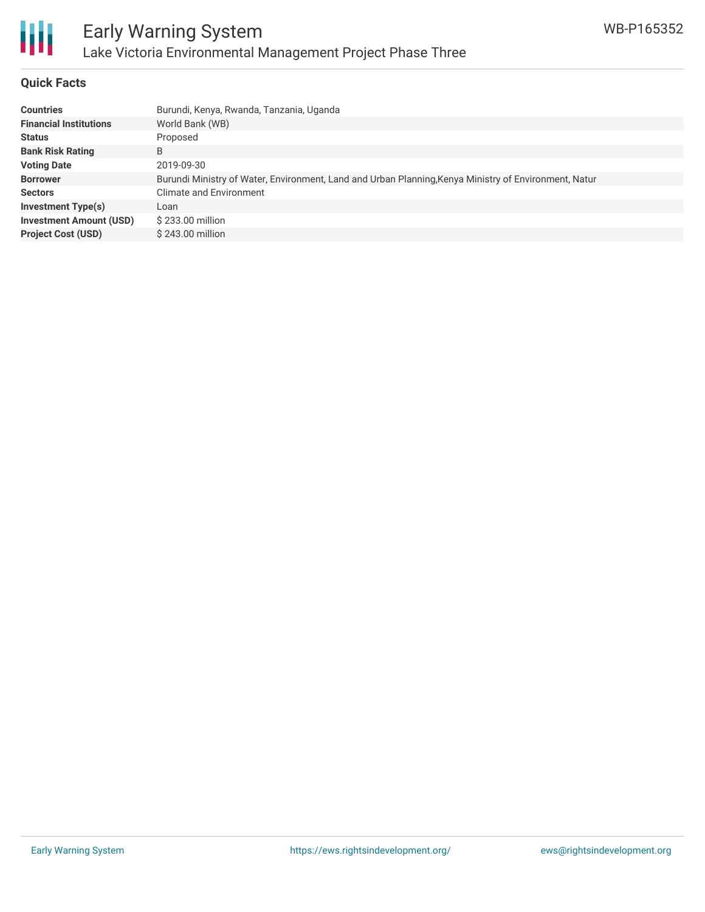## Quick Facts

| | |
|---|---|
| **Countries** | Burundi, Kenya, Rwanda, Tanzania, Uganda |
| **Financial Institutions** | World Bank (WB) |
| **Status** | Proposed |
| **Bank Risk Rating** | B |
| **Voting Date** | 2019-09-30 |
| **Borrower** | Burundi Ministry of Water, Environment, Land and Urban Planning,Kenya Ministry of Environment, Natur |
| **Sectors** | Climate and Environment |
| **Investment Type(s)** | Loan |
| **Investment Amount (USD)** | $ 233.00 million |
| **Project Cost (USD)** | $ 243.00 million |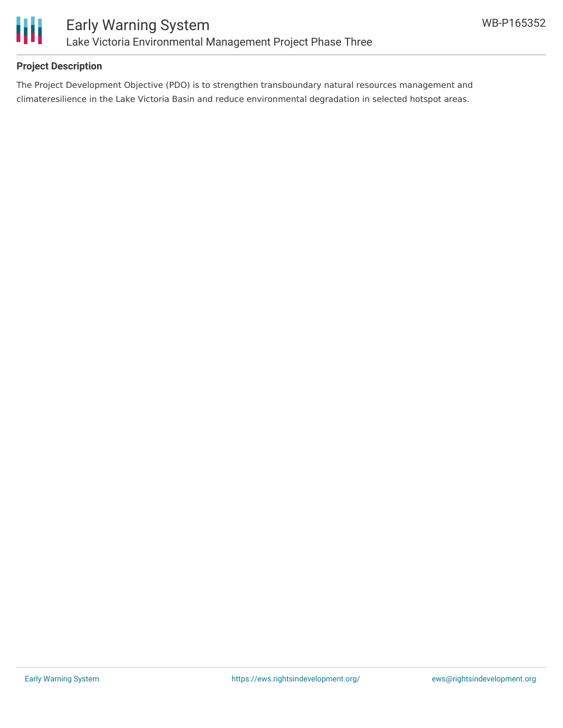### Project Description

The Project Development Objective (PDO) is to strengthen transboundary natural resources management and climateresilience in the Lake Victoria Basin and reduce environmental degradation in selected hotspot areas.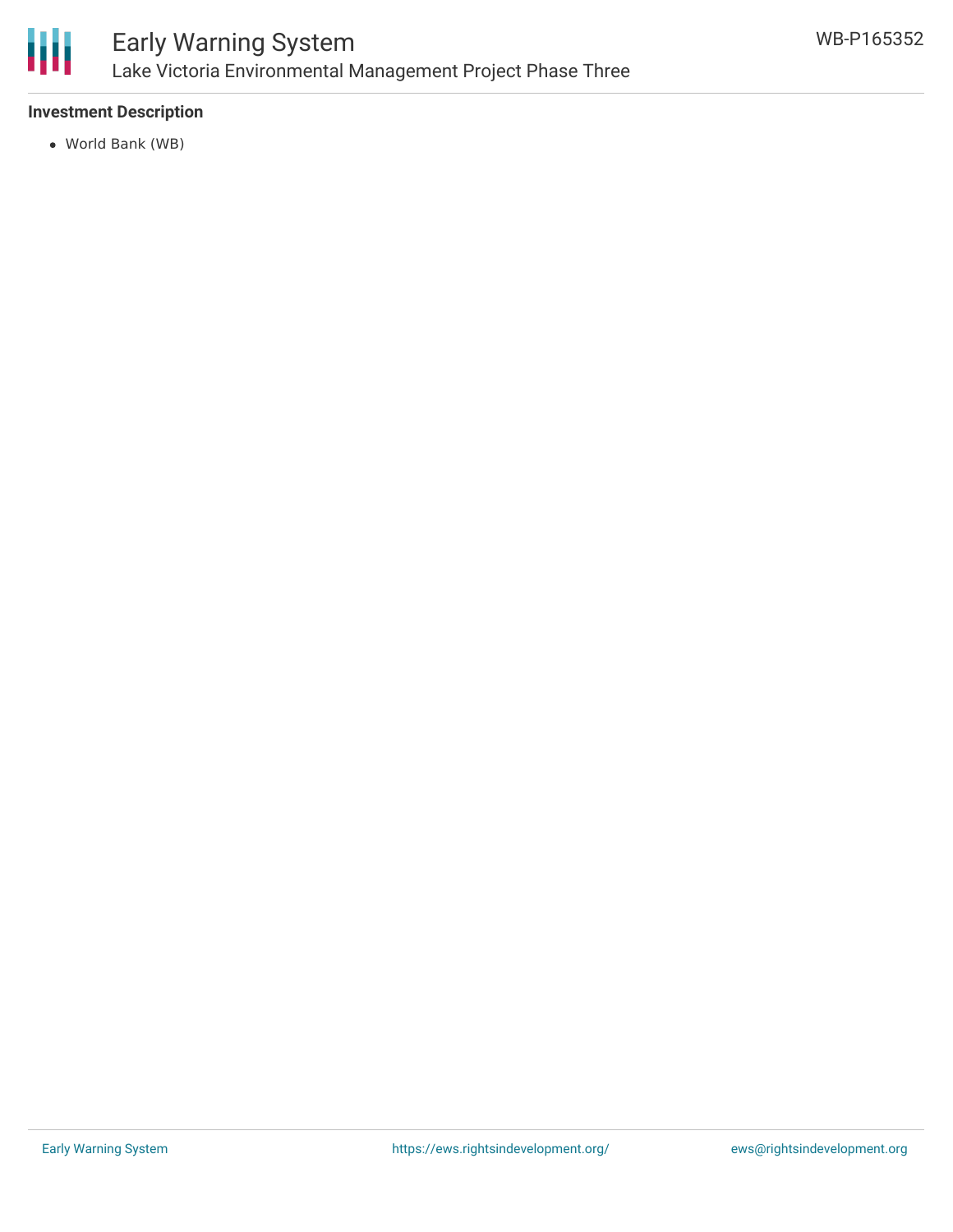**Investment Description**

- World Bank (WB)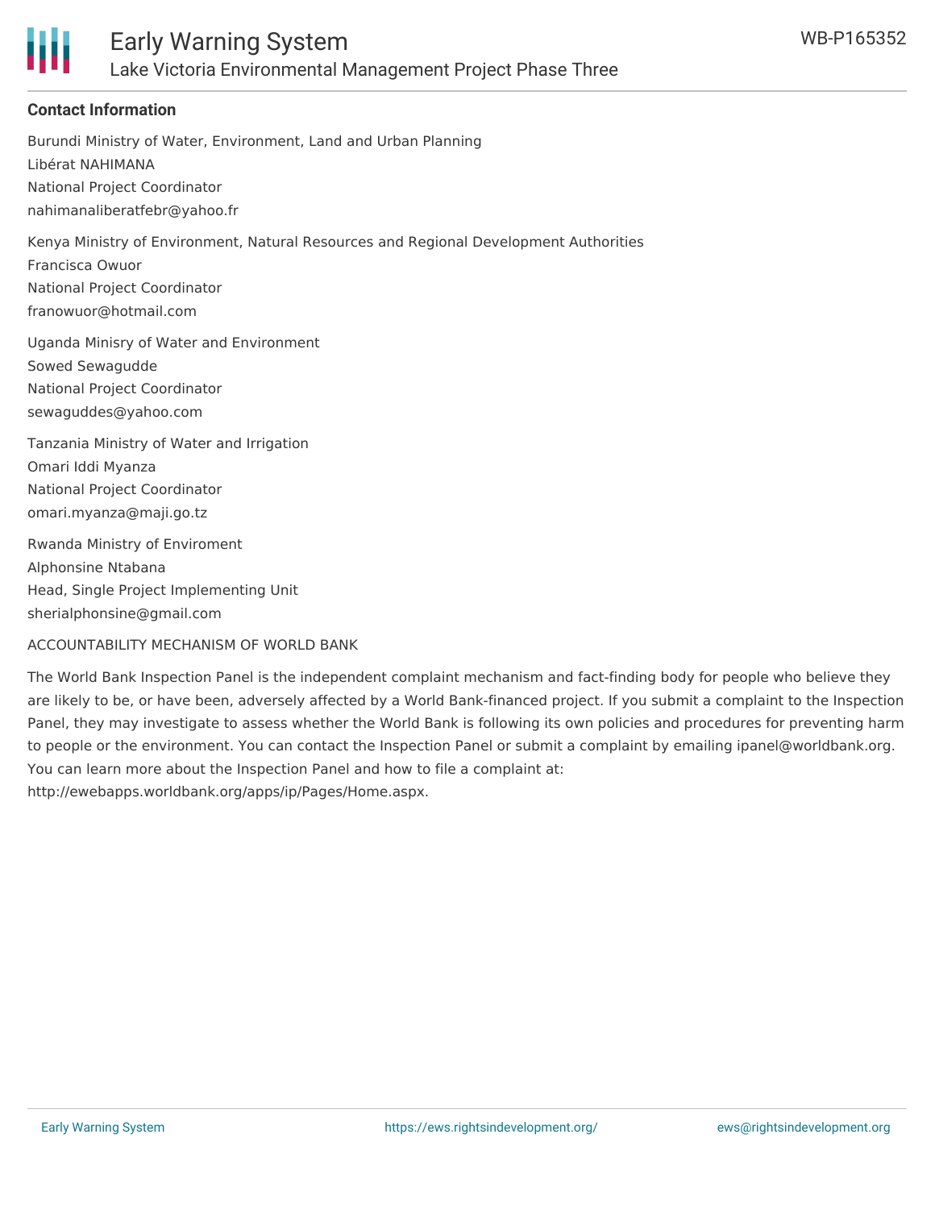### Contact Information

Burundi Ministry of Water, Environment, Land and Urban Planning
Libérat NAHIMANA
National Project Coordinator
nahimanaliberatfebr@yahoo.fr

Kenya Ministry of Environment, Natural Resources and Regional Development Authorities
Francisca Owuor
National Project Coordinator
franowuor@hotmail.com

Uganda Minisry of Water and Environment
Sowed Sewagudde
National Project Coordinator
sewaguddes@yahoo.com

Tanzania Ministry of Water and Irrigation
Omari Iddi Myanza
National Project Coordinator
omari.myanza@maji.go.tz

Rwanda Ministry of Enviroment
Alphonsine Ntabana
Head, Single Project Implementing Unit
sherialphonsine@gmail.com

ACCOUNTABILITY MECHANISM OF WORLD BANK

The World Bank Inspection Panel is the independent complaint mechanism and fact-finding body for people who believe they are likely to be, or have been, adversely affected by a World Bank-financed project. If you submit a complaint to the Inspection Panel, they may investigate to assess whether the World Bank is following its own policies and procedures for preventing harm to people or the environment. You can contact the Inspection Panel or submit a complaint by emailing ipanel@worldbank.org. You can learn more about the Inspection Panel and how to file a complaint at: http://ewebapps.worldbank.org/apps/ip/Pages/Home.aspx.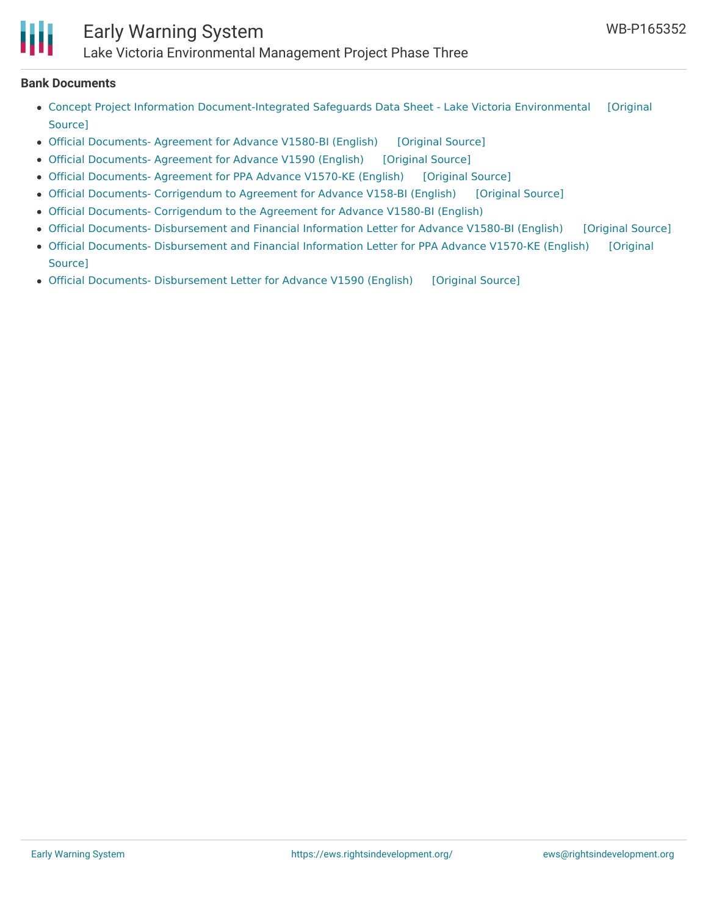## Bank Documents

- Concept Project Information Document-Integrated Safeguards Data Sheet - Lake Victoria Environmental [Original Source]
- Official Documents- Agreement for Advance V1580-BI (English) [Original Source]
- Official Documents- Agreement for Advance V1590 (English) [Original Source]
- Official Documents- Agreement for PPA Advance V1570-KE (English) [Original Source]
- Official Documents- Corrigendum to Agreement for Advance V158-BI (English) [Original Source]
- Official Documents- Corrigendum to the Agreement for Advance V1580-BI (English)
- Official Documents- Disbursement and Financial Information Letter for Advance V1580-BI (English) [Original Source]
- Official Documents- Disbursement and Financial Information Letter for PPA Advance V1570-KE (English) [Original Source]
- Official Documents- Disbursement Letter for Advance V1590 (English) [Original Source]